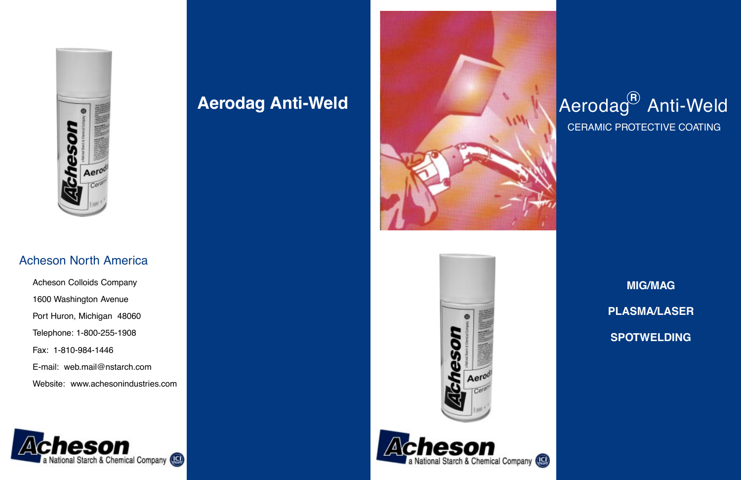## Acheson North America

Acheson Colloids Company

1600 Washington Avenue

Port Huron, Michigan 48060

Telephone: 1-800-255-1908

Fax: 1-810-984-1446

E-mail: web.mail@nstarch.com

Website: www.achesonindustries.com

Acheson a National Starch & Chemical Company ICI

# Aerodag Anti-Weld

Acheson a National Starch & Chemical Company ICI

# Aerodag® Anti-Weld

CERAMIC PROTECTIVE COATING

**MIG/MAG**

**PLASMA/LASER**

**SPOTWELDING**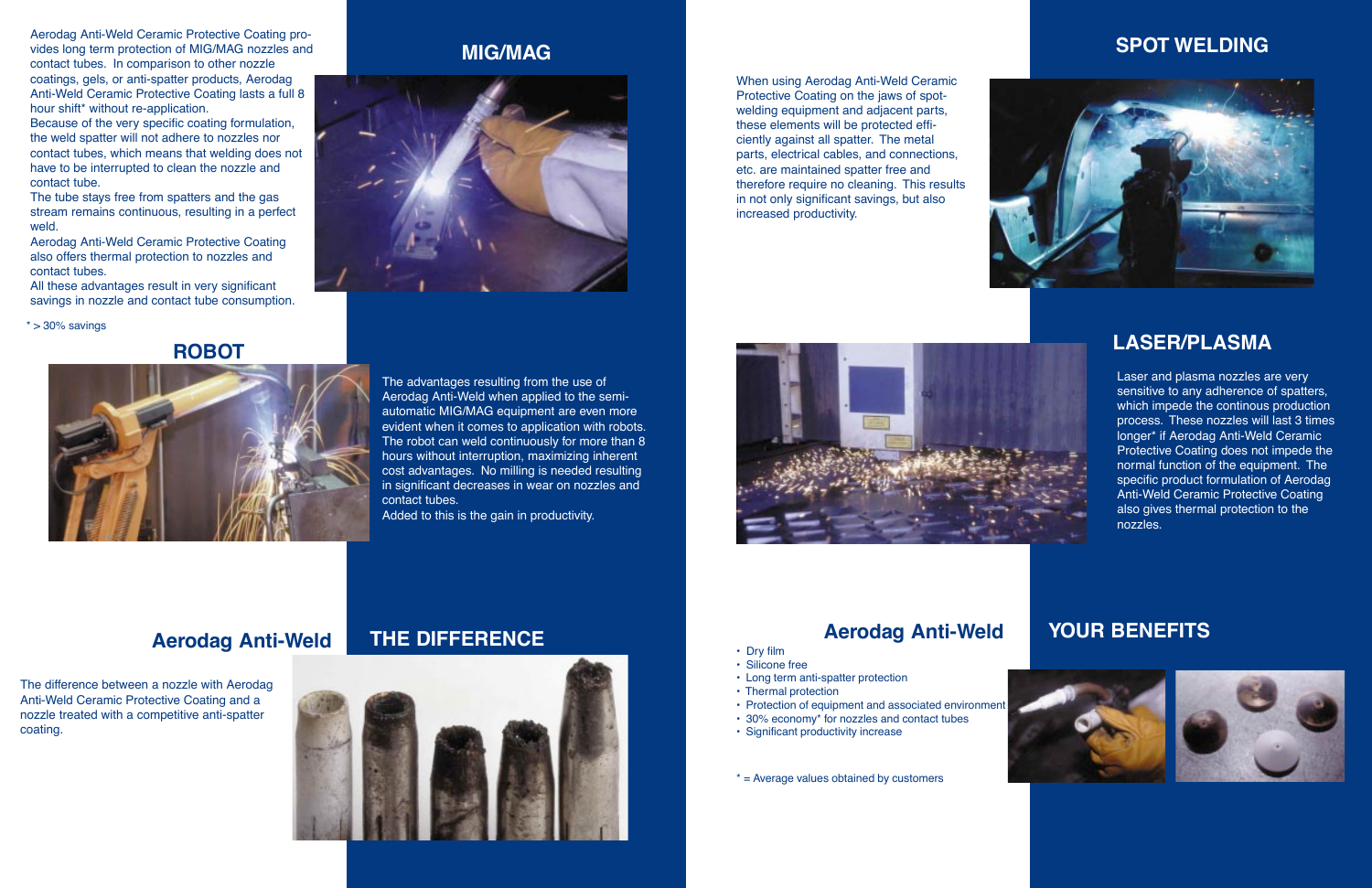## MIG/MAG

Aerodag Anti-Weld Ceramic Protective Coating provides long term protection of MIG/MAG nozzles and contact tubes. In comparison to other nozzle coatings, gels, or anti-spatter products, Aerodag Anti-Weld Ceramic Protective Coating lasts a full 8 hour shift* without re-application.

Because of the very specific coating formulation, the weld spatter will not adhere to nozzles nor contact tubes, which means that welding does not have to be interrupted to clean the nozzle and contact tube.

The tube stays free from spatters and the gas stream remains continuous, resulting in a perfect weld.

Aerodag Anti-Weld Ceramic Protective Coating also offers thermal protection to nozzles and contact tubes.

All these advantages result in very significant savings in nozzle and contact tube consumption.

* > 30% savings

## ROBOT

The advantages resulting from the use of Aerodag Anti-Weld when applied to the semi-automatic MIG/MAG equipment are even more evident when it comes to application with robots. The robot can weld continuously for more than 8 hours without interruption, maximizing inherent cost advantages. No milling is needed resulting in significant decreases in wear on nozzles and contact tubes.

Added to this is the gain in productivity.

## Aerodag Anti-Weld THE DIFFERENCE

The difference between a nozzle with Aerodag Anti-Weld Ceramic Protective Coating and a nozzle treated with a competitive anti-spatter coating.

## SPOT WELDING

When using Aerodag Anti-Weld Ceramic Protective Coating on the jaws of spot-welding equipment and adjacent parts, these elements will be protected efficiently against all spatter. The metal parts, electrical cables, and connections, etc. are maintained spatter free and therefore require no cleaning. This results in not only significant savings, but also increased productivity.

## LASER/PLASMA

Laser and plasma nozzles are very sensitive to any adherence of spatters, which impede the continous production process. These nozzles will last 3 times longer* if Aerodag Anti-Weld Ceramic Protective Coating does not impede the normal function of the equipment. The specific product formulation of Aerodag Anti-Weld Ceramic Protective Coating also gives thermal protection to the nozzles.

## Aerodag Anti-Weld YOUR BENEFITS

- Dry film
- Silicone free
- Long term anti-spatter protection
- Thermal protection
- Protection of equipment and associated environment
- 30% economy* for nozzles and contact tubes
- Significant productivity increase

* = Average values obtained by customers